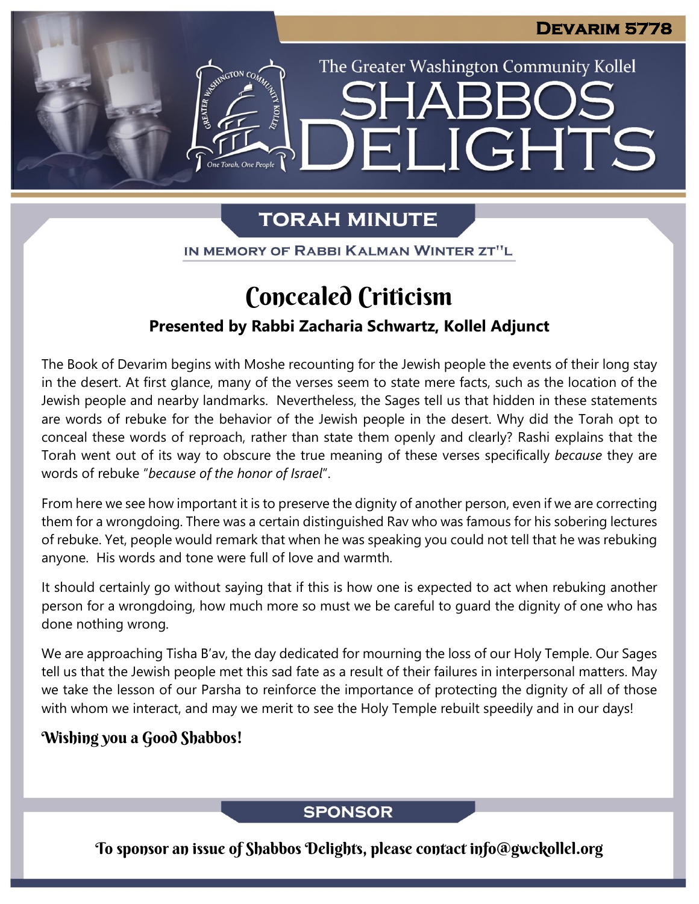Devarim 5778

The Greater Washington Community Kollel

# Shabbos Delights

## TORAH MINUTE

IN MEMORY OF RABBI KALMAN WINTER ZT"L

# Concealed Criticism

**Presented by Rabbi Zacharia Schwartz, Kollel Adjunct**

The Book of Devarim begins with Moshe recounting for the Jewish people the events of their long stay in the desert. At first glance, many of the verses seem to state mere facts, such as the location of the Jewish people and nearby landmarks. Nevertheless, the Sages tell us that hidden in these statements are words of rebuke for the behavior of the Jewish people in the desert. Why did the Torah opt to conceal these words of reproach, rather than state them openly and clearly? Rashi explains that the Torah went out of its way to obscure the true meaning of these verses specifically *because* they are words of rebuke "*because of the honor of Israel*".

From here we see how important it is to preserve the dignity of another person, even if we are correcting them for a wrongdoing. There was a certain distinguished Rav who was famous for his sobering lectures of rebuke. Yet, people would remark that when he was speaking you could not tell that he was rebuking anyone. His words and tone were full of love and warmth.

It should certainly go without saying that if this is how one is expected to act when rebuking another person for a wrongdoing, how much more so must we be careful to guard the dignity of one who has done nothing wrong.

We are approaching Tisha B'av, the day dedicated for mourning the loss of our Holy Temple. Our Sages tell us that the Jewish people met this sad fate as a result of their failures in interpersonal matters. May we take the lesson of our Parsha to reinforce the importance of protecting the dignity of all of those with whom we interact, and may we merit to see the Holy Temple rebuilt speedily and in our days!

**Wishing you a Good Shabbos!**

## SPONSOR

To sponsor an issue of Shabbos Delights, please contact info@gwckollel.org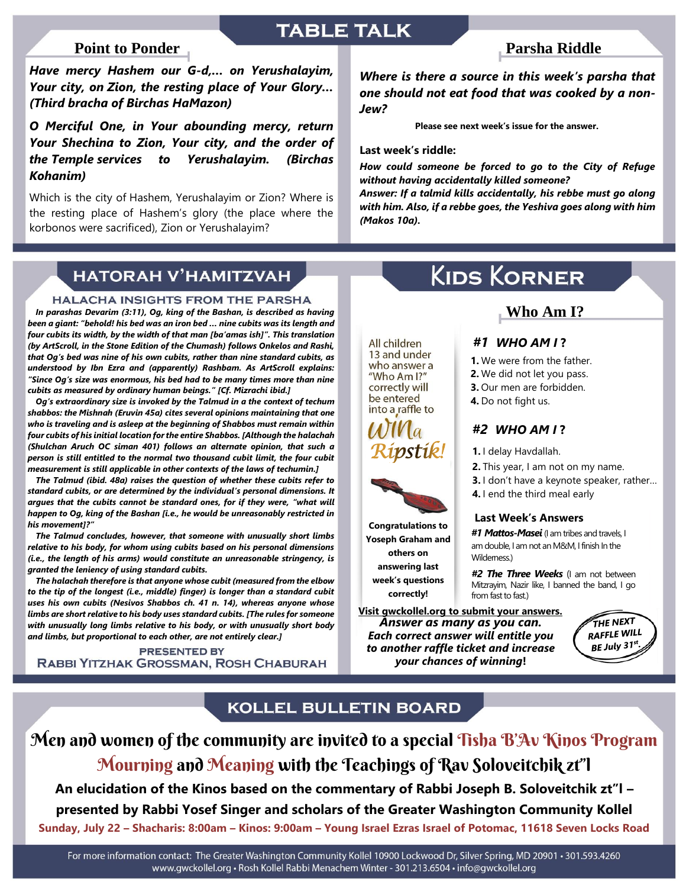# TABLE TALK

## Point to Ponder

***Have mercy Hashem our G-d,... on Yerushalayim, Your city, on Zion, the resting place of Your Glory... (Third bracha of Birchas HaMazon)***

***O Merciful One, in Your abounding mercy, return Your Shechina to Zion, Your city, and the order of the Temple services to Yerushalayim. (Birchas Kohanim)***

Which is the city of Hashem, Yerushalayim or Zion? Where is the resting place of Hashem's glory (the place where the korbonos were sacrificed), Zion or Yerushalayim?

## Parsha Riddle

***Where is there a source in this week's parsha that one should not eat food that was cooked by a non-Jew?***

**Please see next week's issue for the answer.**

**Last week's riddle:**

***How could someone be forced to go to the City of Refuge without having accidentally killed someone?***

***Answer: If a talmid kills accidentally, his rebbe must go along with him. Also, if a rebbe goes, the Yeshiva goes along with him (Makos 10a).***

# HATORAH V'HAMITZVAH

## HALACHA INSIGHTS FROM THE PARSHA

***In parashas Devarim (3:11), Og, king of the Bashan, is described as having been a giant: "behold! his bed was an iron bed ... nine cubits was its length and four cubits its width, by the width of that man [ba'amas ish]". This translation (by ArtScroll, in the Stone Edition of the Chumash) follows Onkelos and Rashi, that Og's bed was nine of his own cubits, rather than nine standard cubits, as understood by Ibn Ezra and (apparently) Rashbam. As ArtScroll explains: "Since Og's size was enormous, his bed had to be many times more than nine cubits as measured by ordinary human beings." [Cf. Mizrachi ibid.]***

***Og's extraordinary size is invoked by the Talmud in a the context of techum shabbos: the Mishnah (Eruvin 45a) cites several opinions maintaining that one who is traveling and is asleep at the beginning of Shabbos must remain within four cubits of his initial location for the entire Shabbos. [Although the halachah (Shulchan Aruch OC siman 401) follows an alternate opinion, that such a person is still entitled to the normal two thousand cubit limit, the four cubit measurement is still applicable in other contexts of the laws of techumin.]***

***The Talmud (ibid. 48a) raises the question of whether these cubits refer to standard cubits, or are determined by the individual's personal dimensions. It argues that the cubits cannot be standard ones, for if they were, "what will happen to Og, king of the Bashan [i.e., he would be unreasonably restricted in his movement]?"***

***The Talmud concludes, however, that someone with unusually short limbs relative to his body, for whom using cubits based on his personal dimensions (i.e., the length of his arms) would constitute an unreasonable stringency, is granted the leniency of using standard cubits.***

***The halachah therefore is that anyone whose cubit (measured from the elbow to the tip of the longest (i.e., middle) finger) is longer than a standard cubit uses his own cubits (Nesivos Shabbos ch. 41 n. 14), whereas anyone whose limbs are short relative to his body uses standard cubits. [The rules for someone with unusually long limbs relative to his body, or with unusually short body and limbs, but proportional to each other, are not entirely clear.]***

PRESENTED BY
RABBI YITZHAK GROSSMAN, ROSH CHABURAH

# KIDS KORNER

## Who Am I?

All children 13 and under who answer a "Who Am I?" correctly will be entered into a raffle to

**WIN a Ripstik!**

**Congratulations to Yoseph Graham and others on answering last week's questions correctly!**

### #1 WHO AM I ?

1. We were from the father.
2. We did not let you pass.
3. Our men are forbidden.
4. Do not fight us.

### #2 WHO AM I ?

1. I delay Havdallah.
2. This year, I am not on my name.
3. I don't have a keynote speaker, rather...
4. I end the third meal early

### Last Week's Answers

***#1 Mattos-Masei*** (I am tribes and travels, I am double, I am not an M&M, I finish In the Wilderness.)

***#2 The Three Weeks*** (I am not between Mitzrayim, Nazir like, I banned the band, I go from fast to fast.)

**Visit gwckollel.org to submit your answers.**

***Answer as many as you can. Each correct answer will entitle you to another raffle ticket and increase your chances of winning!***

***THE NEXT RAFFLE WILL BE July 31st.***

# KOLLEL BULLETIN BOARD

**Men and women of the community are invited to a special Tisha B'Av Kinos Program**

**Mourning and Meaning with the Teachings of Rav Soloveitchik zt"l**

**An elucidation of the Kinos based on the commentary of Rabbi Joseph B. Soloveitchik zt"l – presented by Rabbi Yosef Singer and scholars of the Greater Washington Community Kollel**

**Sunday, July 22 – Shacharis: 8:00am – Kinos: 9:00am – Young Israel Ezras Israel of Potomac, 11618 Seven Locks Road**

For more information contact: The Greater Washington Community Kollel 10900 Lockwood Dr, Silver Spring, MD 20901 • 301.593.4260
www.gwckollel.org • Rosh Kollel Rabbi Menachem Winter - 301.213.6504 • info@gwckollel.org